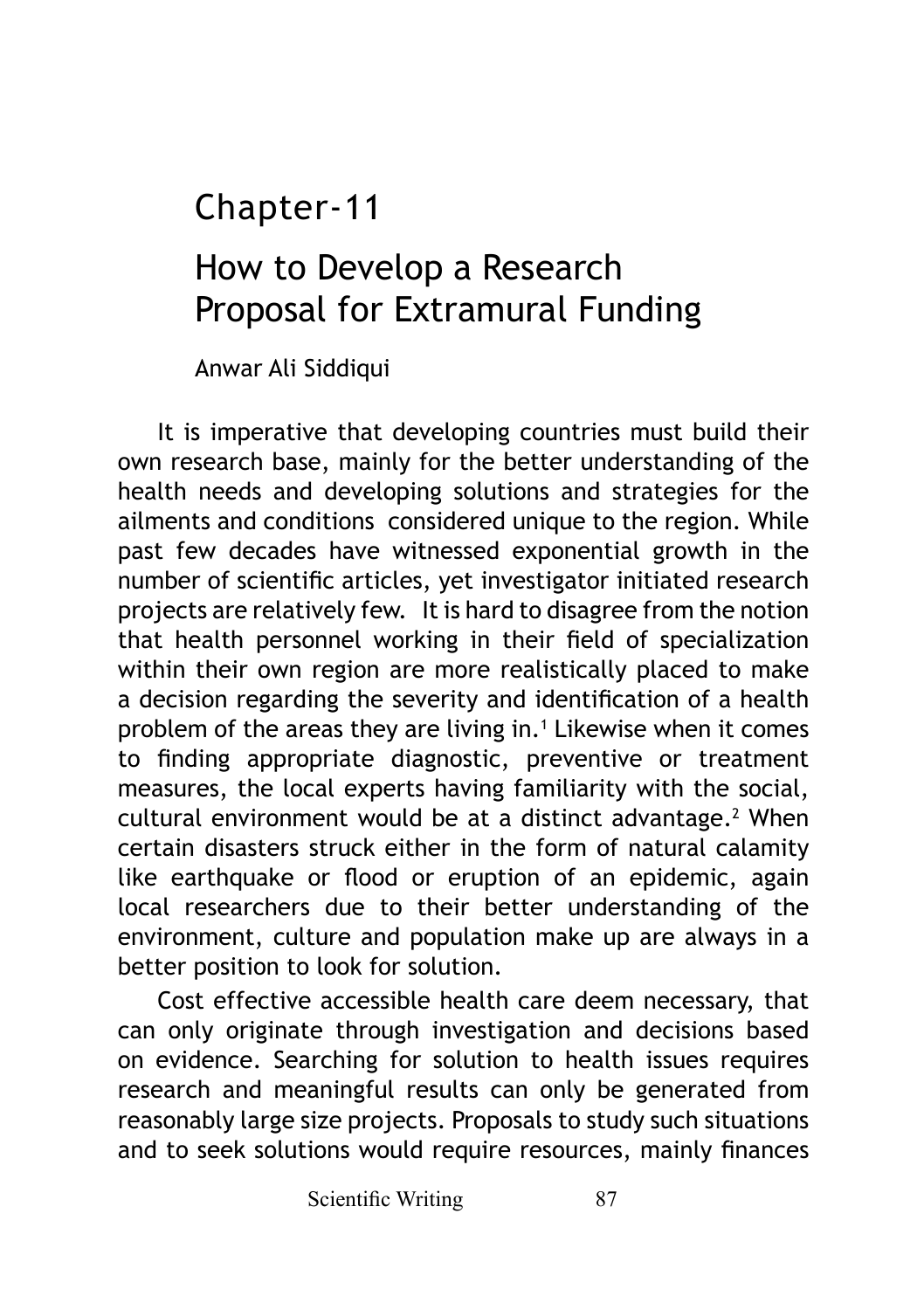# Chapter-11

# How to Develop a Research Proposal for Extramural Funding

Anwar Ali Siddiqui

It is imperative that developing countries must build their own research base, mainly for the better understanding of the health needs and developing solutions and strategies for the ailments and conditions considered unique to the region. While past few decades have witnessed exponential growth in the number of scientific articles, yet investigator initiated research projects are relatively few. It is hard to disagree from the notion that health personnel working in their field of specialization within their own region are more realistically placed to make a decision regarding the severity and identification of a health problem of the areas they are living in.[1] Likewise when it comes to finding appropriate diagnostic, preventive or treatment measures, the local experts having familiarity with the social, cultural environment would be at a distinct advantage.[2] When certain disasters struck either in the form of natural calamity like earthquake or flood or eruption of an epidemic, again local researchers due to their better understanding of the environment, culture and population make up are always in a better position to look for solution.

Cost effective accessible health care deem necessary, that can only originate through investigation and decisions based on evidence. Searching for solution to health issues requires research and meaningful results can only be generated from reasonably large size projects. Proposals to study such situations and to seek solutions would require resources, mainly finances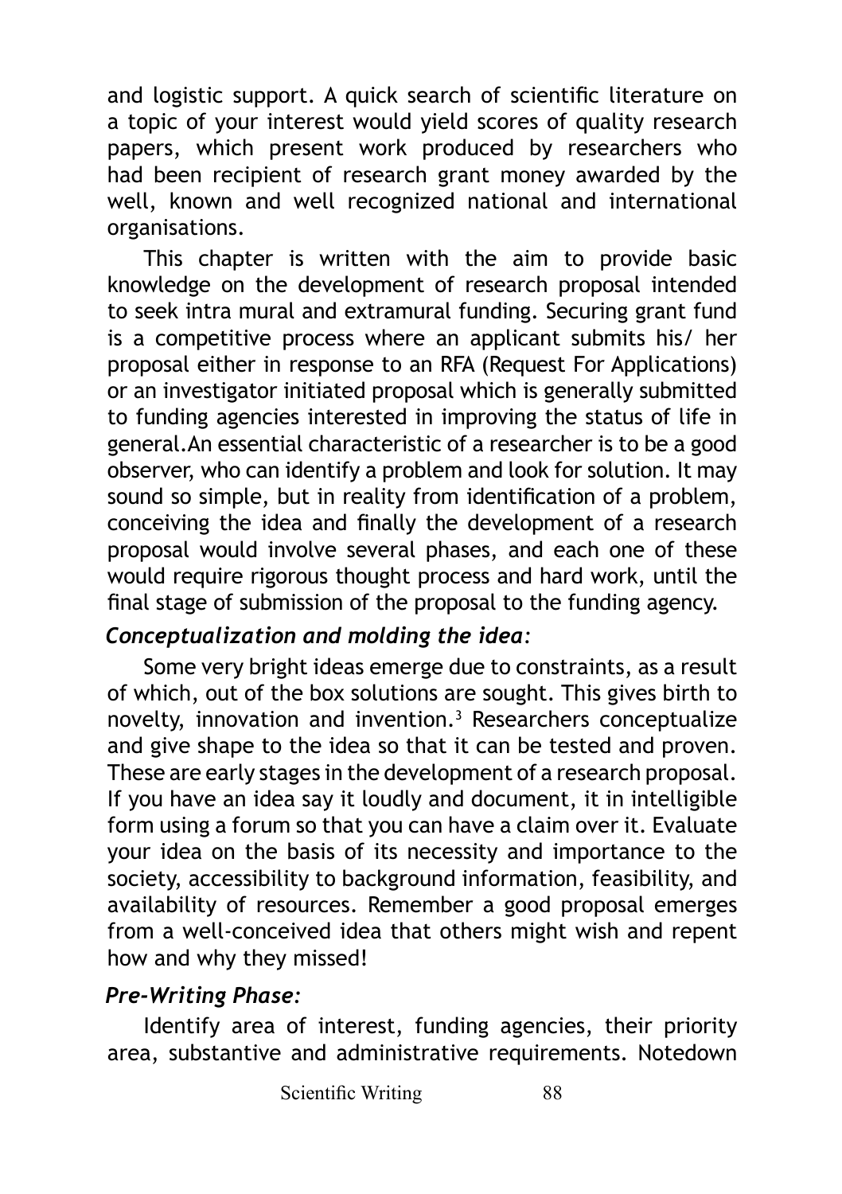and logistic support. A quick search of scientific literature on a topic of your interest would yield scores of quality research papers, which present work produced by researchers who had been recipient of research grant money awarded by the well, known and well recognized national and international organisations.

This chapter is written with the aim to provide basic knowledge on the development of research proposal intended to seek intra mural and extramural funding. Securing grant fund is a competitive process where an applicant submits his/ her proposal either in response to an RFA (Request For Applications) or an investigator initiated proposal which is generally submitted to funding agencies interested in improving the status of life in general.An essential characteristic of a researcher is to be a good observer, who can identify a problem and look for solution. It may sound so simple, but in reality from identification of a problem, conceiving the idea and finally the development of a research proposal would involve several phases, and each one of these would require rigorous thought process and hard work, until the final stage of submission of the proposal to the funding agency.

***Conceptualization and molding the idea:***

Some very bright ideas emerge due to constraints, as a result of which, out of the box solutions are sought. This gives birth to novelty, innovation and invention.[3] Researchers conceptualize and give shape to the idea so that it can be tested and proven. These are early stages in the development of a research proposal. If you have an idea say it loudly and document, it in intelligible form using a forum so that you can have a claim over it. Evaluate your idea on the basis of its necessity and importance to the society, accessibility to background information, feasibility, and availability of resources. Remember a good proposal emerges from a well-conceived idea that others might wish and repent how and why they missed!

***Pre-Writing Phase:***

Identify area of interest, funding agencies, their priority area, substantive and administrative requirements. Notedown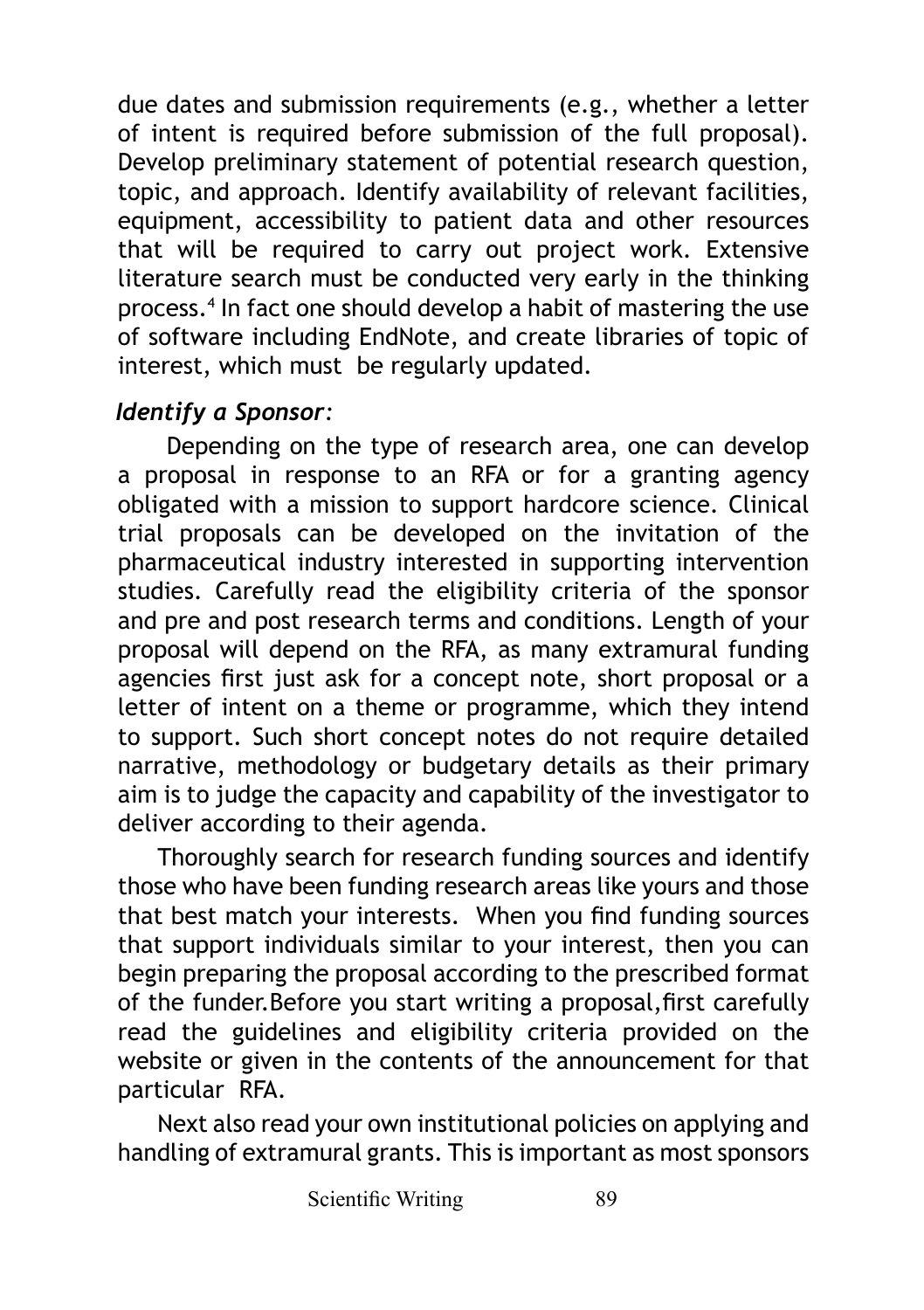due dates and submission requirements (e.g., whether a letter of intent is required before submission of the full proposal). Develop preliminary statement of potential research question, topic, and approach. Identify availability of relevant facilities, equipment, accessibility to patient data and other resources that will be required to carry out project work. Extensive literature search must be conducted very early in the thinking process.[4] In fact one should develop a habit of mastering the use of software including EndNote, and create libraries of topic of interest, which must be regularly updated.

***Identify a Sponsor:***

Depending on the type of research area, one can develop a proposal in response to an RFA or for a granting agency obligated with a mission to support hardcore science. Clinical trial proposals can be developed on the invitation of the pharmaceutical industry interested in supporting intervention studies. Carefully read the eligibility criteria of the sponsor and pre and post research terms and conditions. Length of your proposal will depend on the RFA, as many extramural funding agencies first just ask for a concept note, short proposal or a letter of intent on a theme or programme, which they intend to support. Such short concept notes do not require detailed narrative, methodology or budgetary details as their primary aim is to judge the capacity and capability of the investigator to deliver according to their agenda.

Thoroughly search for research funding sources and identify those who have been funding research areas like yours and those that best match your interests. When you find funding sources that support individuals similar to your interest, then you can begin preparing the proposal according to the prescribed format of the funder.Before you start writing a proposal,first carefully read the guidelines and eligibility criteria provided on the website or given in the contents of the announcement for that particular RFA.

Next also read your own institutional policies on applying and handling of extramural grants. This is important as most sponsors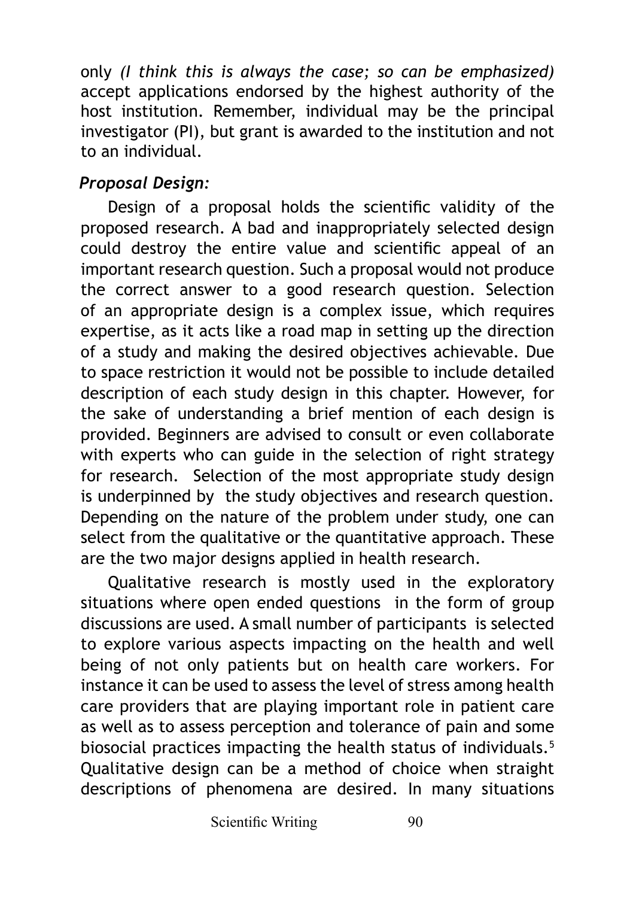only *(I think this is always the case; so can be emphasized)* accept applications endorsed by the highest authority of the host institution. Remember, individual may be the principal investigator (PI), but grant is awarded to the institution and not to an individual.

### *Proposal Design:*

Design of a proposal holds the scientific validity of the proposed research. A bad and inappropriately selected design could destroy the entire value and scientific appeal of an important research question. Such a proposal would not produce the correct answer to a good research question. Selection of an appropriate design is a complex issue, which requires expertise, as it acts like a road map in setting up the direction of a study and making the desired objectives achievable. Due to space restriction it would not be possible to include detailed description of each study design in this chapter. However, for the sake of understanding a brief mention of each design is provided. Beginners are advised to consult or even collaborate with experts who can guide in the selection of right strategy for research. Selection of the most appropriate study design is underpinned by the study objectives and research question. Depending on the nature of the problem under study, one can select from the qualitative or the quantitative approach. These are the two major designs applied in health research.

Qualitative research is mostly used in the exploratory situations where open ended questions in the form of group discussions are used. A small number of participants is selected to explore various aspects impacting on the health and well being of not only patients but on health care workers. For instance it can be used to assess the level of stress among health care providers that are playing important role in patient care as well as to assess perception and tolerance of pain and some biosocial practices impacting the health status of individuals.[5] Qualitative design can be a method of choice when straight descriptions of phenomena are desired. In many situations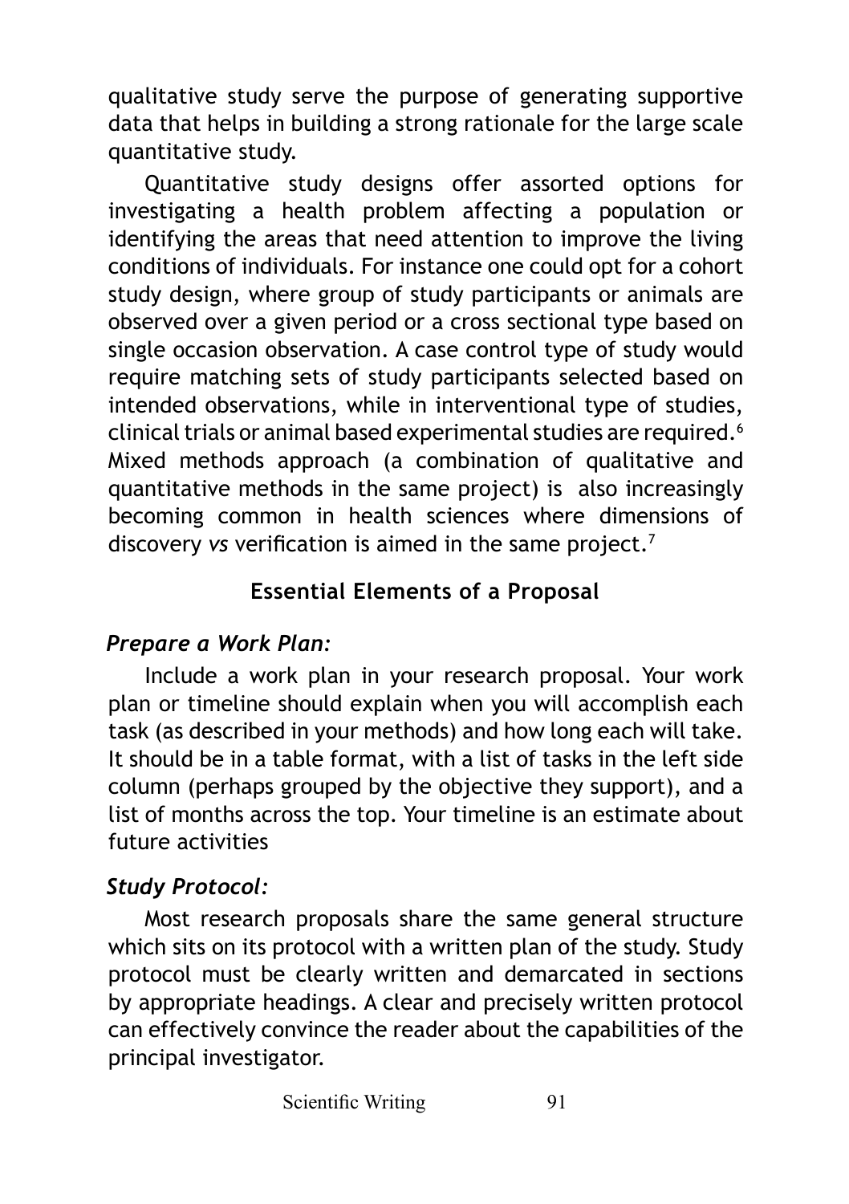qualitative study serve the purpose of generating supportive data that helps in building a strong rationale for the large scale quantitative study.

Quantitative study designs offer assorted options for investigating a health problem affecting a population or identifying the areas that need attention to improve the living conditions of individuals. For instance one could opt for a cohort study design, where group of study participants or animals are observed over a given period or a cross sectional type based on single occasion observation. A case control type of study would require matching sets of study participants selected based on intended observations, while in interventional type of studies, clinical trials or animal based experimental studies are required.[6] Mixed methods approach (a combination of qualitative and quantitative methods in the same project) is also increasingly becoming common in health sciences where dimensions of discovery *vs* verification is aimed in the same project.[7]

## Essential Elements of a Proposal

### *Prepare a Work Plan:*

Include a work plan in your research proposal. Your work plan or timeline should explain when you will accomplish each task (as described in your methods) and how long each will take. It should be in a table format, with a list of tasks in the left side column (perhaps grouped by the objective they support), and a list of months across the top. Your timeline is an estimate about future activities

### *Study Protocol:*

Most research proposals share the same general structure which sits on its protocol with a written plan of the study. Study protocol must be clearly written and demarcated in sections by appropriate headings. A clear and precisely written protocol can effectively convince the reader about the capabilities of the principal investigator.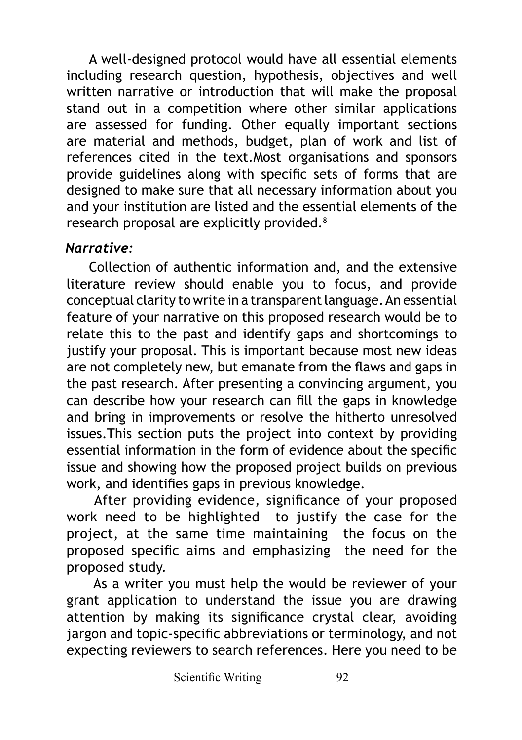A well-designed protocol would have all essential elements including research question, hypothesis, objectives and well written narrative or introduction that will make the proposal stand out in a competition where other similar applications are assessed for funding. Other equally important sections are material and methods, budget, plan of work and list of references cited in the text.Most organisations and sponsors provide guidelines along with specific sets of forms that are designed to make sure that all necessary information about you and your institution are listed and the essential elements of the research proposal are explicitly provided.[8]

***Narrative:***

Collection of authentic information and, and the extensive literature review should enable you to focus, and provide conceptual clarity to write in a transparent language. An essential feature of your narrative on this proposed research would be to relate this to the past and identify gaps and shortcomings to justify your proposal. This is important because most new ideas are not completely new, but emanate from the flaws and gaps in the past research. After presenting a convincing argument, you can describe how your research can fill the gaps in knowledge and bring in improvements or resolve the hitherto unresolved issues.This section puts the project into context by providing essential information in the form of evidence about the specific issue and showing how the proposed project builds on previous work, and identifies gaps in previous knowledge.

After providing evidence, significance of your proposed work need to be highlighted to justify the case for the project, at the same time maintaining the focus on the proposed specific aims and emphasizing the need for the proposed study.

As a writer you must help the would be reviewer of your grant application to understand the issue you are drawing attention by making its significance crystal clear, avoiding jargon and topic-specific abbreviations or terminology, and not expecting reviewers to search references. Here you need to be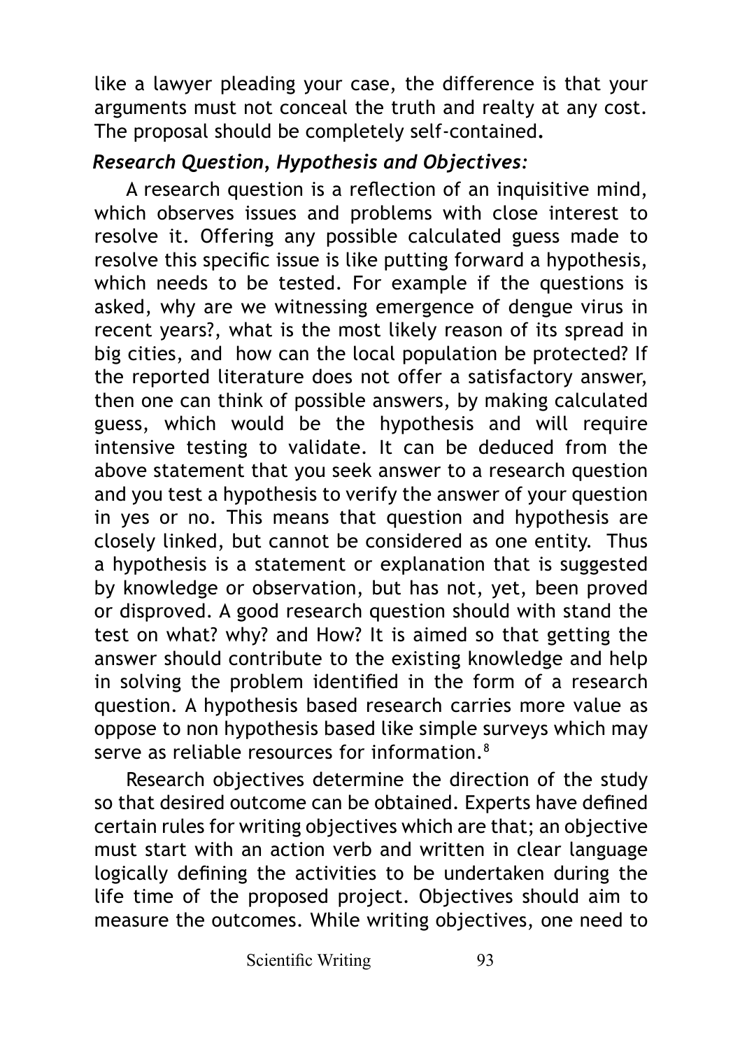like a lawyer pleading your case, the difference is that your arguments must not conceal the truth and realty at any cost. The proposal should be completely self-contained**.**

### *Research Question, Hypothesis and Objectives:*

A research question is a reflection of an inquisitive mind, which observes issues and problems with close interest to resolve it. Offering any possible calculated guess made to resolve this specific issue is like putting forward a hypothesis, which needs to be tested. For example if the questions is asked, why are we witnessing emergence of dengue virus in recent years?, what is the most likely reason of its spread in big cities, and how can the local population be protected? If the reported literature does not offer a satisfactory answer, then one can think of possible answers, by making calculated guess, which would be the hypothesis and will require intensive testing to validate. It can be deduced from the above statement that you seek answer to a research question and you test a hypothesis to verify the answer of your question in yes or no. This means that question and hypothesis are closely linked, but cannot be considered as one entity. Thus a hypothesis is a statement or explanation that is suggested by knowledge or observation, but has not, yet, been proved or disproved. A good research question should with stand the test on what? why? and How? It is aimed so that getting the answer should contribute to the existing knowledge and help in solving the problem identified in the form of a research question. A hypothesis based research carries more value as oppose to non hypothesis based like simple surveys which may serve as reliable resources for information.[8]

Research objectives determine the direction of the study so that desired outcome can be obtained. Experts have defined certain rules for writing objectives which are that; an objective must start with an action verb and written in clear language logically defining the activities to be undertaken during the life time of the proposed project. Objectives should aim to measure the outcomes. While writing objectives, one need to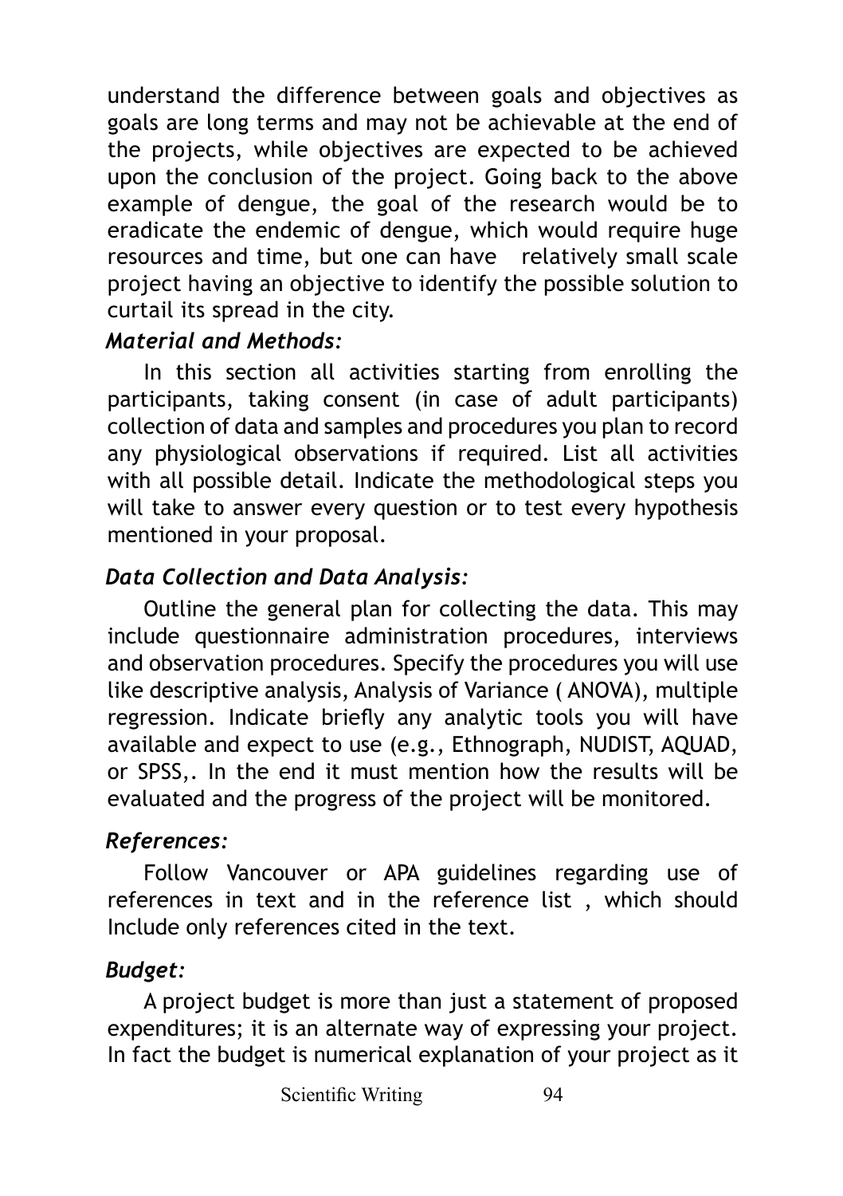understand the difference between goals and objectives as goals are long terms and may not be achievable at the end of the projects, while objectives are expected to be achieved upon the conclusion of the project. Going back to the above example of dengue, the goal of the research would be to eradicate the endemic of dengue, which would require huge resources and time, but one can have relatively small scale project having an objective to identify the possible solution to curtail its spread in the city.

***Material and Methods:***

In this section all activities starting from enrolling the participants, taking consent (in case of adult participants) collection of data and samples and procedures you plan to record any physiological observations if required. List all activities with all possible detail. Indicate the methodological steps you will take to answer every question or to test every hypothesis mentioned in your proposal.

***Data Collection and Data Analysis:***

Outline the general plan for collecting the data. This may include questionnaire administration procedures, interviews and observation procedures. Specify the procedures you will use like descriptive analysis, Analysis of Variance ( ANOVA), multiple regression. Indicate briefly any analytic tools you will have available and expect to use (e.g., Ethnograph, NUDIST, AQUAD, or SPSS,. In the end it must mention how the results will be evaluated and the progress of the project will be monitored.

***References:***

Follow Vancouver or APA guidelines regarding use of references in text and in the reference list , which should Include only references cited in the text.

***Budget:***

A project budget is more than just a statement of proposed expenditures; it is an alternate way of expressing your project. In fact the budget is numerical explanation of your project as it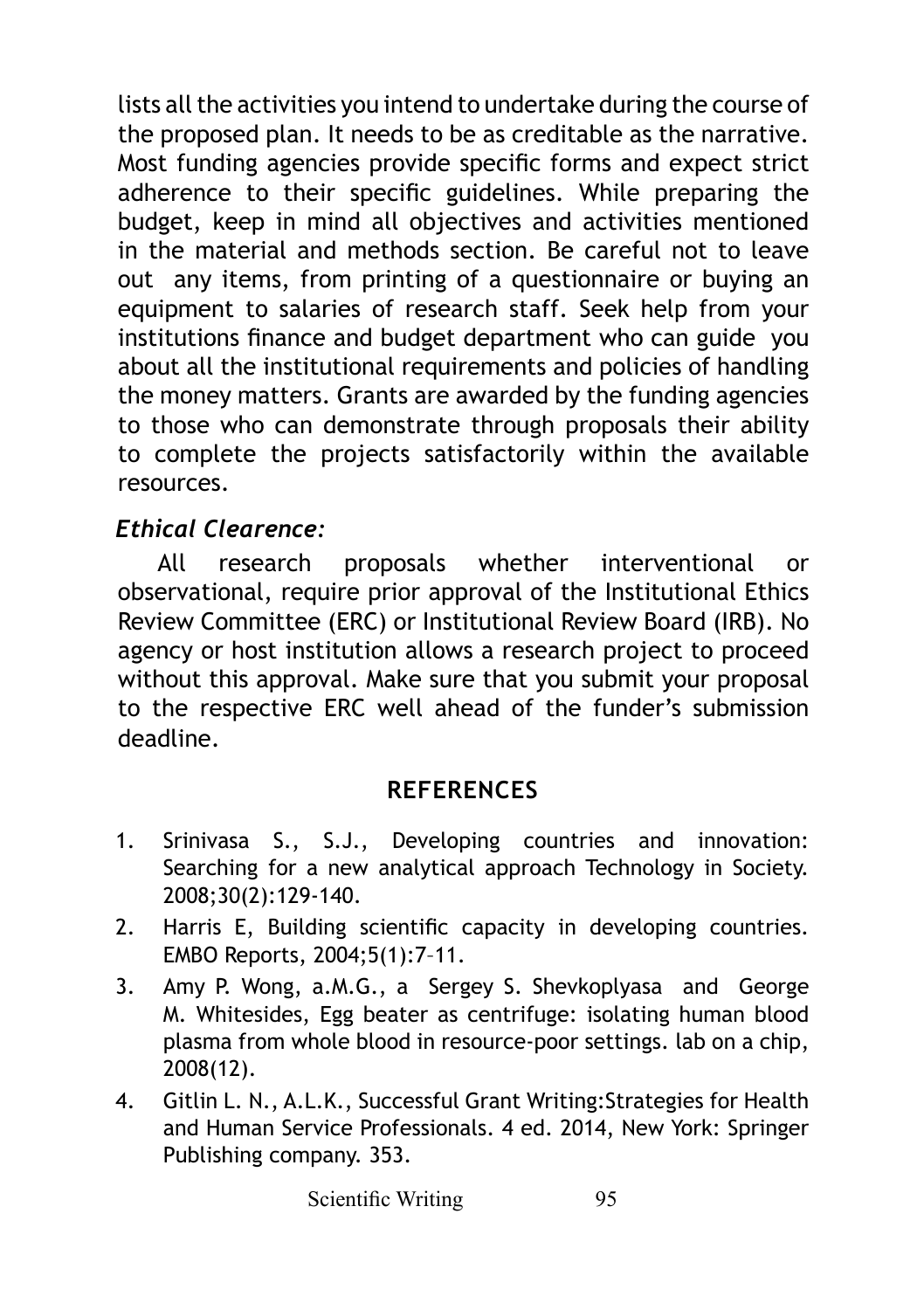lists all the activities you intend to undertake during the course of the proposed plan. It needs to be as creditable as the narrative. Most funding agencies provide specific forms and expect strict adherence to their specific guidelines. While preparing the budget, keep in mind all objectives and activities mentioned in the material and methods section. Be careful not to leave out any items, from printing of a questionnaire or buying an equipment to salaries of research staff. Seek help from your institutions finance and budget department who can guide you about all the institutional requirements and policies of handling the money matters. Grants are awarded by the funding agencies to those who can demonstrate through proposals their ability to complete the projects satisfactorily within the available resources.

### *Ethical Clearence:*

All research proposals whether interventional or observational, require prior approval of the Institutional Ethics Review Committee (ERC) or Institutional Review Board (IRB). No agency or host institution allows a research project to proceed without this approval. Make sure that you submit your proposal to the respective ERC well ahead of the funder's submission deadline.

## REFERENCES

1. Srinivasa S., S.J., Developing countries and innovation: Searching for a new analytical approach Technology in Society. 2008;30(2):129-140.
2. Harris E, Building scientific capacity in developing countries. EMBO Reports, 2004;5(1):7–11.
3. Amy P. Wong, a.M.G., a Sergey S. Shevkoplyasa and George M. Whitesides, Egg beater as centrifuge: isolating human blood plasma from whole blood in resource-poor settings. lab on a chip, 2008(12).
4. Gitlin L. N., A.L.K., Successful Grant Writing:Strategies for Health and Human Service Professionals. 4 ed. 2014, New York: Springer Publishing company. 353.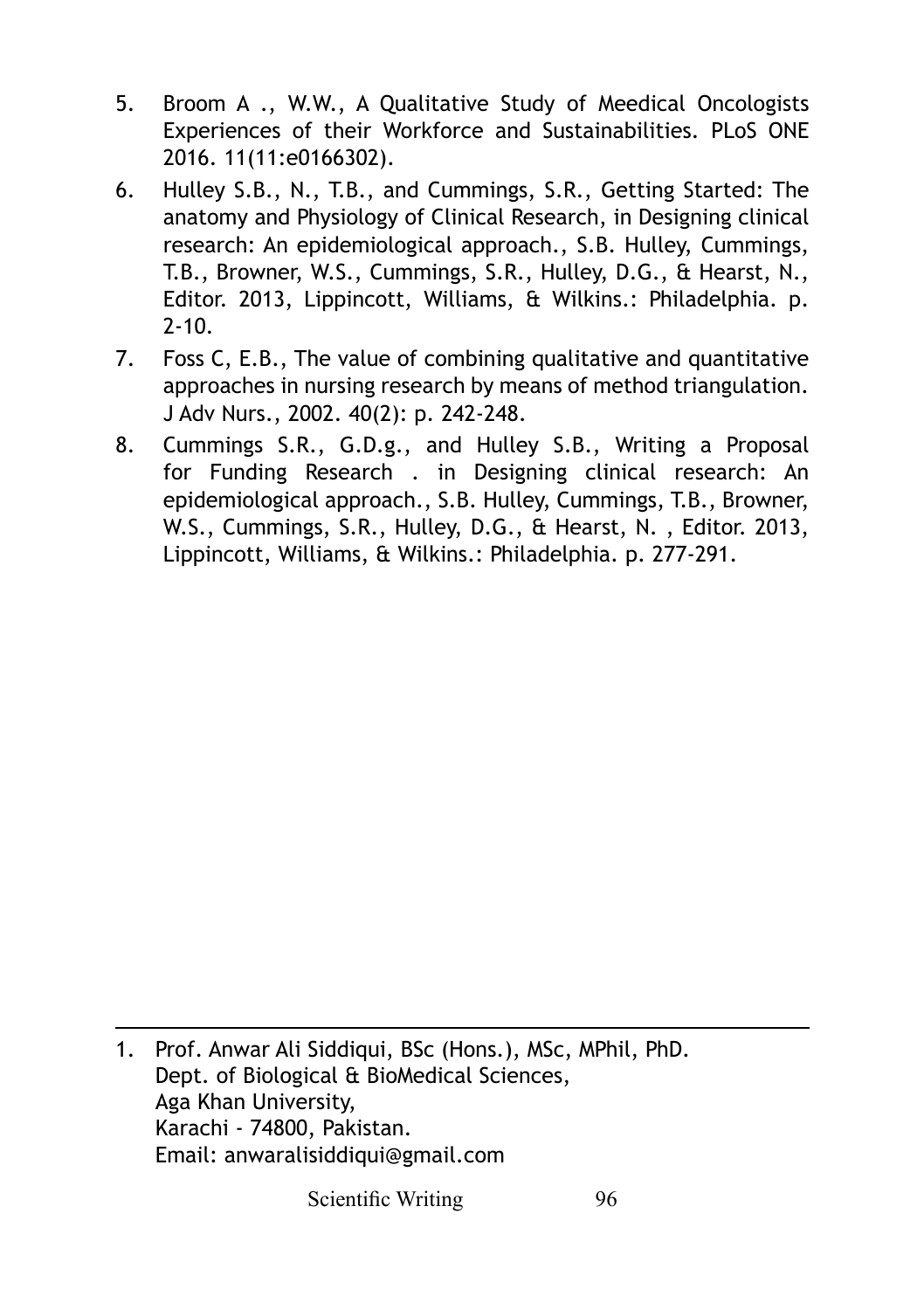5. Broom A ., W.W., A Qualitative Study of Meedical Oncologists Experiences of their Workforce and Sustainabilities. PLoS ONE 2016. 11(11:e0166302).
6. Hulley S.B., N., T.B., and Cummings, S.R., Getting Started: The anatomy and Physiology of Clinical Research, in Designing clinical research: An epidemiological approach., S.B. Hulley, Cummings, T.B., Browner, W.S., Cummings, S.R., Hulley, D.G., & Hearst, N., Editor. 2013, Lippincott, Williams, & Wilkins.: Philadelphia. p. 2-10.
7. Foss C, E.B., The value of combining qualitative and quantitative approaches in nursing research by means of method triangulation. J Adv Nurs., 2002. 40(2): p. 242-248.
8. Cummings S.R., G.D.g., and Hulley S.B., Writing a Proposal for Funding Research . in Designing clinical research: An epidemiological approach., S.B. Hulley, Cummings, T.B., Browner, W.S., Cummings, S.R., Hulley, D.G., & Hearst, N. , Editor. 2013, Lippincott, Williams, & Wilkins.: Philadelphia. p. 277-291.

---

1. Prof. Anwar Ali Siddiqui, BSc (Hons.), MSc, MPhil, PhD.
   Dept. of Biological & BioMedical Sciences,
   Aga Khan University,
   Karachi - 74800, Pakistan.
   Email: anwaralisiddiqui@gmail.com